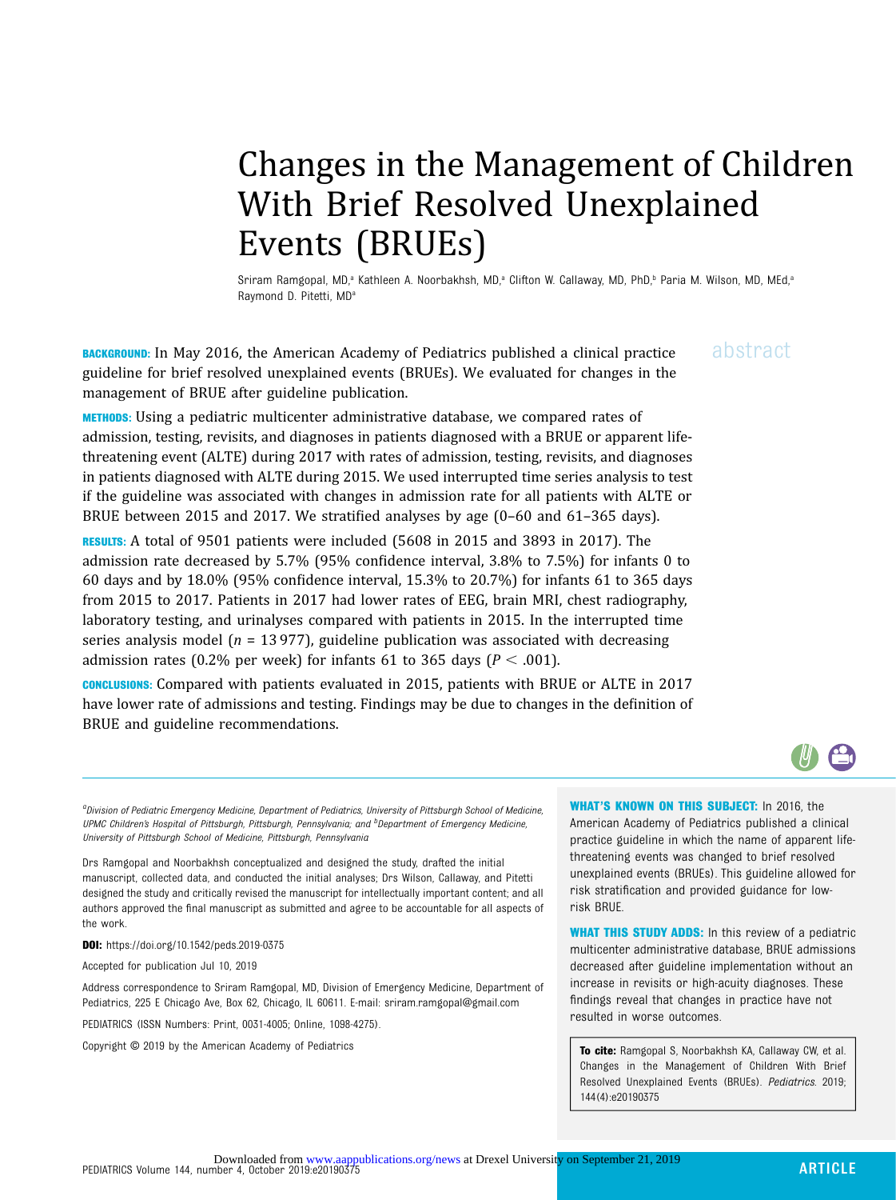# Changes in the Management of Children With Brief Resolved Unexplained Events (BRUEs)

Sriram Ramgopal, MD,[a] Kathleen A. Noorbakhsh, MD,[a] Clifton W. Callaway, MD, PhD,[b] Paria M. Wilson, MD, MEd,[a] Raymond D. Pitetti, MD[a]

## abstract

**BACKGROUND:** In May 2016, the American Academy of Pediatrics published a clinical practice guideline for brief resolved unexplained events (BRUEs). We evaluated for changes in the management of BRUE after guideline publication.

**METHODS:** Using a pediatric multicenter administrative database, we compared rates of admission, testing, revisits, and diagnoses in patients diagnosed with a BRUE or apparent life-threatening event (ALTE) during 2017 with rates of admission, testing, revisits, and diagnoses in patients diagnosed with ALTE during 2015. We used interrupted time series analysis to test if the guideline was associated with changes in admission rate for all patients with ALTE or BRUE between 2015 and 2017. We stratified analyses by age (0–60 and 61–365 days).

**RESULTS:** A total of 9501 patients were included (5608 in 2015 and 3893 in 2017). The admission rate decreased by 5.7% (95% confidence interval, 3.8% to 7.5%) for infants 0 to 60 days and by 18.0% (95% confidence interval, 15.3% to 20.7%) for infants 61 to 365 days from 2015 to 2017. Patients in 2017 had lower rates of EEG, brain MRI, chest radiography, laboratory testing, and urinalyses compared with patients in 2015. In the interrupted time series analysis model ($n$ = 13 977), guideline publication was associated with decreasing admission rates (0.2% per week) for infants 61 to 365 days ($P < .001$).

**CONCLUSIONS:** Compared with patients evaluated in 2015, patients with BRUE or ALTE in 2017 have lower rate of admissions and testing. Findings may be due to changes in the definition of BRUE and guideline recommendations.

[a]*Division of Pediatric Emergency Medicine, Department of Pediatrics, University of Pittsburgh School of Medicine, UPMC Children's Hospital of Pittsburgh, Pittsburgh, Pennsylvania; and* [b]*Department of Emergency Medicine, University of Pittsburgh School of Medicine, Pittsburgh, Pennsylvania*

Drs Ramgopal and Noorbakhsh conceptualized and designed the study, drafted the initial manuscript, collected data, and conducted the initial analyses; Drs Wilson, Callaway, and Pitetti designed the study and critically revised the manuscript for intellectually important content; and all authors approved the final manuscript as submitted and agree to be accountable for all aspects of the work.

**DOI:** https://doi.org/10.1542/peds.2019-0375

Accepted for publication Jul 10, 2019

Address correspondence to Sriram Ramgopal, MD, Division of Emergency Medicine, Department of Pediatrics, 225 E Chicago Ave, Box 62, Chicago, IL 60611. E-mail: sriram.ramgopal@gmail.com

PEDIATRICS (ISSN Numbers: Print, 0031-4005; Online, 1098-4275).

Copyright © 2019 by the American Academy of Pediatrics

**WHAT'S KNOWN ON THIS SUBJECT:** In 2016, the American Academy of Pediatrics published a clinical practice guideline in which the name of apparent life-threatening events (ALTEs) was changed to brief resolved unexplained events (BRUEs). This guideline allowed for risk stratification and provided guidance for low-risk BRUE.

**WHAT THIS STUDY ADDS:** In this review of a pediatric multicenter administrative database, BRUE admissions decreased after guideline implementation without an increase in revisits or high-acuity diagnoses. These findings reveal that changes in practice have not resulted in worse outcomes.

**To cite:** Ramgopal S, Noorbakhsh KA, Callaway CW, et al. Changes in the Management of Children With Brief Resolved Unexplained Events (BRUEs). *Pediatrics.* 2019; 144(4):e20190375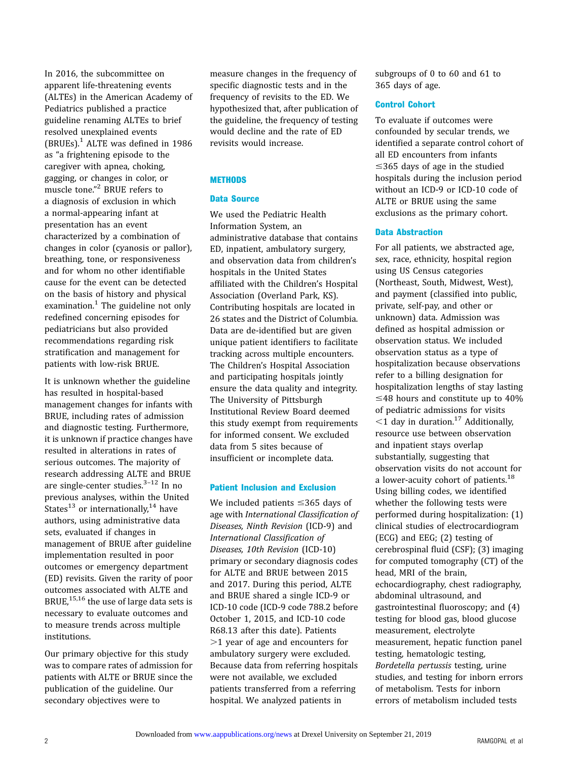In 2016, the subcommittee on apparent life-threatening events (ALTEs) in the American Academy of Pediatrics published a practice guideline renaming ALTEs to brief resolved unexplained events (BRUEs).[1] ALTE was defined in 1986 as "a frightening episode to the caregiver with apnea, choking, gagging, or changes in color, or muscle tone."[2] BRUE refers to a diagnosis of exclusion in which a normal-appearing infant at presentation has an event characterized by a combination of changes in color (cyanosis or pallor), breathing, tone, or responsiveness and for whom no other identifiable cause for the event can be detected on the basis of history and physical examination.[1] The guideline not only redefined concerning episodes for pediatricians but also provided recommendations regarding risk stratification and management for patients with low-risk BRUE.

It is unknown whether the guideline has resulted in hospital-based management changes for infants with BRUE, including rates of admission and diagnostic testing. Furthermore, it is unknown if practice changes have resulted in alterations in rates of serious outcomes. The majority of research addressing ALTE and BRUE are single-center studies.[3–12] In no previous analyses, within the United States[13] or internationally,[14] have authors, using administrative data sets, evaluated if changes in management of BRUE after guideline implementation resulted in poor outcomes or emergency department (ED) revisits. Given the rarity of poor outcomes associated with ALTE and BRUE,[15,16] the use of large data sets is necessary to evaluate outcomes and to measure trends across multiple institutions.

Our primary objective for this study was to compare rates of admission for patients with ALTE or BRUE since the publication of the guideline. Our secondary objectives were to measure changes in the frequency of specific diagnostic tests and in the frequency of revisits to the ED. We hypothesized that, after publication of the guideline, the frequency of testing would decline and the rate of ED revisits would increase.

## METHODS

### Data Source

We used the Pediatric Health Information System, an administrative database that contains ED, inpatient, ambulatory surgery, and observation data from children's hospitals in the United States affiliated with the Children's Hospital Association (Overland Park, KS). Contributing hospitals are located in 26 states and the District of Columbia. Data are de-identified but are given unique patient identifiers to facilitate tracking across multiple encounters. The Children's Hospital Association and participating hospitals jointly ensure the data quality and integrity. The University of Pittsburgh Institutional Review Board deemed this study exempt from requirements for informed consent. We excluded data from 5 sites because of insufficient or incomplete data.

### Patient Inclusion and Exclusion

We included patients ≤365 days of age with *International Classification of Diseases, Ninth Revision* (ICD-9) and *International Classification of Diseases, 10th Revision* (ICD-10) primary or secondary diagnosis codes for ALTE and BRUE between 2015 and 2017. During this period, ALTE and BRUE shared a single ICD-9 or ICD-10 code (ICD-9 code 788.2 before October 1, 2015, and ICD-10 code R68.13 after this date). Patients >1 year of age and encounters for ambulatory surgery were excluded. Because data from referring hospitals were not available, we excluded patients transferred from a referring hospital. We analyzed patients in subgroups of 0 to 60 and 61 to 365 days of age.

### Control Cohort

To evaluate if outcomes were confounded by secular trends, we identified a separate control cohort of all ED encounters from infants ≤365 days of age in the studied hospitals during the inclusion period without an ICD-9 or ICD-10 code of ALTE or BRUE using the same exclusions as the primary cohort.

### Data Abstraction

For all patients, we abstracted age, sex, race, ethnicity, hospital region using US Census categories (Northeast, South, Midwest, West), and payment (classified into public, private, self-pay, and other or unknown) data. Admission was defined as hospital admission or observation status. We included observation status as a type of hospitalization because observations refer to a billing designation for hospitalization lengths of stay lasting ≤48 hours and constitute up to 40% of pediatric admissions for visits <1 day in duration.[17] Additionally, resource use between observation and inpatient stays overlap substantially, suggesting that observation visits do not account for a lower-acuity cohort of patients.[18] Using billing codes, we identified whether the following tests were performed during hospitalization: (1) clinical studies of electrocardiogram (ECG) and EEG; (2) testing of cerebrospinal fluid (CSF); (3) imaging for computed tomography (CT) of the head, MRI of the brain, echocardiography, chest radiography, abdominal ultrasound, and gastrointestinal fluoroscopy; and (4) testing for blood gas, blood glucose measurement, electrolyte measurement, hepatic function panel testing, hematologic testing, *Bordetella pertussis* testing, urine studies, and testing for inborn errors of metabolism. Tests for inborn errors of metabolism included tests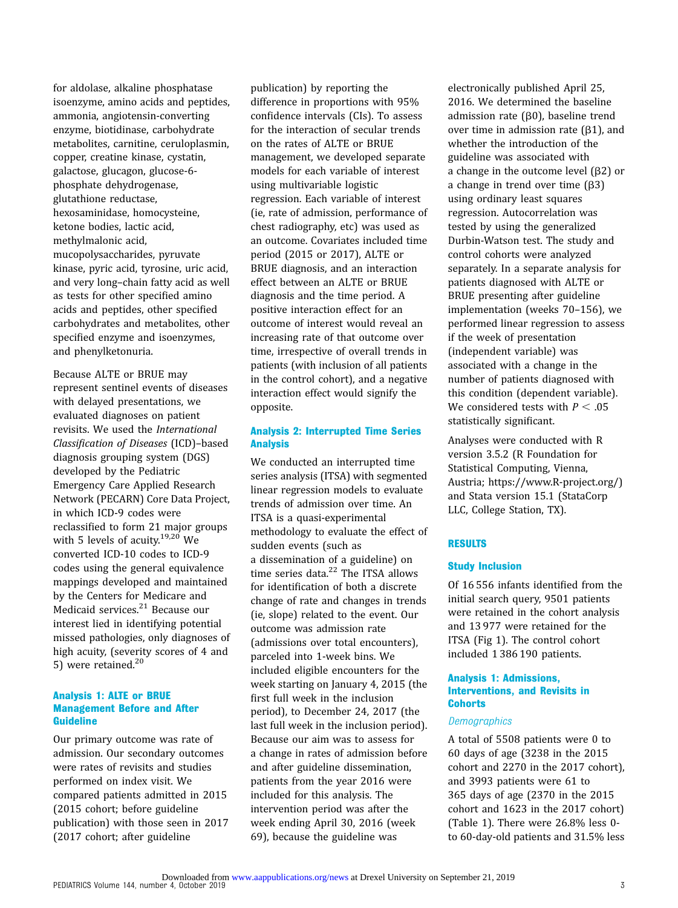for aldolase, alkaline phosphatase isoenzyme, amino acids and peptides, ammonia, angiotensin-converting enzyme, biotidinase, carbohydrate metabolites, carnitine, ceruloplasmin, copper, creatine kinase, cystatin, galactose, glucagon, glucose-6-phosphate dehydrogenase, glutathione reductase, hexosaminidase, homocysteine, ketone bodies, lactic acid, methylmalonic acid, mucopolysaccharides, pyruvate kinase, pyric acid, tyrosine, uric acid, and very long–chain fatty acid as well as tests for other specified amino acids and peptides, other specified carbohydrates and metabolites, other specified enzyme and isoenzymes, and phenylketonuria.

Because ALTE or BRUE may represent sentinel events of diseases with delayed presentations, we evaluated diagnoses on patient revisits. We used the *International Classification of Diseases* (ICD)–based diagnosis grouping system (DGS) developed by the Pediatric Emergency Care Applied Research Network (PECARN) Core Data Project, in which ICD-9 codes were reclassified to form 21 major groups with 5 levels of acuity.[19,20] We converted ICD-10 codes to ICD-9 codes using the general equivalence mappings developed and maintained by the Centers for Medicare and Medicaid services.[21] Because our interest lied in identifying potential missed pathologies, only diagnoses of high acuity, (severity scores of 4 and 5) were retained.[20]

### Analysis 1: ALTE or BRUE Management Before and After Guideline

Our primary outcome was rate of admission. Our secondary outcomes were rates of revisits and studies performed on index visit. We compared patients admitted in 2015 (2015 cohort; before guideline publication) with those seen in 2017 (2017 cohort; after guideline publication) by reporting the difference in proportions with 95% confidence intervals (CIs). To assess for the interaction of secular trends on the rates of ALTE or BRUE management, we developed separate models for each variable of interest using multivariable logistic regression. Each variable of interest (ie, rate of admission, performance of chest radiography, etc) was used as an outcome. Covariates included time period (2015 or 2017), ALTE or BRUE diagnosis, and an interaction effect between an ALTE or BRUE diagnosis and the time period. A positive interaction effect for an outcome of interest would reveal an increasing rate of that outcome over time, irrespective of overall trends in patients (with inclusion of all patients in the control cohort), and a negative interaction effect would signify the opposite.

### Analysis 2: Interrupted Time Series Analysis

We conducted an interrupted time series analysis (ITSA) with segmented linear regression models to evaluate trends of admission over time. An ITSA is a quasi-experimental methodology to evaluate the effect of sudden events (such as a dissemination of a guideline) on time series data.[22] The ITSA allows for identification of both a discrete change of rate and changes in trends (ie, slope) related to the event. Our outcome was admission rate (admissions over total encounters), parceled into 1-week bins. We included eligible encounters for the week starting on January 4, 2015 (the first full week in the inclusion period), to December 24, 2017 (the last full week in the inclusion period). Because our aim was to assess for a change in rates of admission before and after guideline dissemination, patients from the year 2016 were included for this analysis. The intervention period was after the week ending April 30, 2016 (week 69), because the guideline was electronically published April 25, 2016. We determined the baseline admission rate ($\beta 0$), baseline trend over time in admission rate ($\beta 1$), and whether the introduction of the guideline was associated with a change in the outcome level ($\beta 2$) or a change in trend over time ($\beta 3$) using ordinary least squares regression. Autocorrelation was tested by using the generalized Durbin-Watson test. The study and control cohorts were analyzed separately. In a separate analysis for patients diagnosed with ALTE or BRUE presenting after guideline implementation (weeks 70–156), we performed linear regression to assess if the week of presentation (independent variable) was associated with a change in the number of patients diagnosed with this condition (dependent variable). We considered tests with $P < .05$ statistically significant.

Analyses were conducted with R version 3.5.2 (R Foundation for Statistical Computing, Vienna, Austria; https://www.R-project.org/) and Stata version 15.1 (StataCorp LLC, College Station, TX).

## RESULTS

### Study Inclusion

Of 16 556 infants identified from the initial search query, 9501 patients were retained in the cohort analysis and 13 977 were retained for the ITSA (Fig 1). The control cohort included 1 386 190 patients.

### Analysis 1: Admissions, Interventions, and Revisits in Cohorts

*Demographics*

A total of 5508 patients were 0 to 60 days of age (3238 in the 2015 cohort and 2270 in the 2017 cohort), and 3993 patients were 61 to 365 days of age (2370 in the 2015 cohort and 1623 in the 2017 cohort) (Table 1). There were 26.8% less 0- to 60-day-old patients and 31.5% less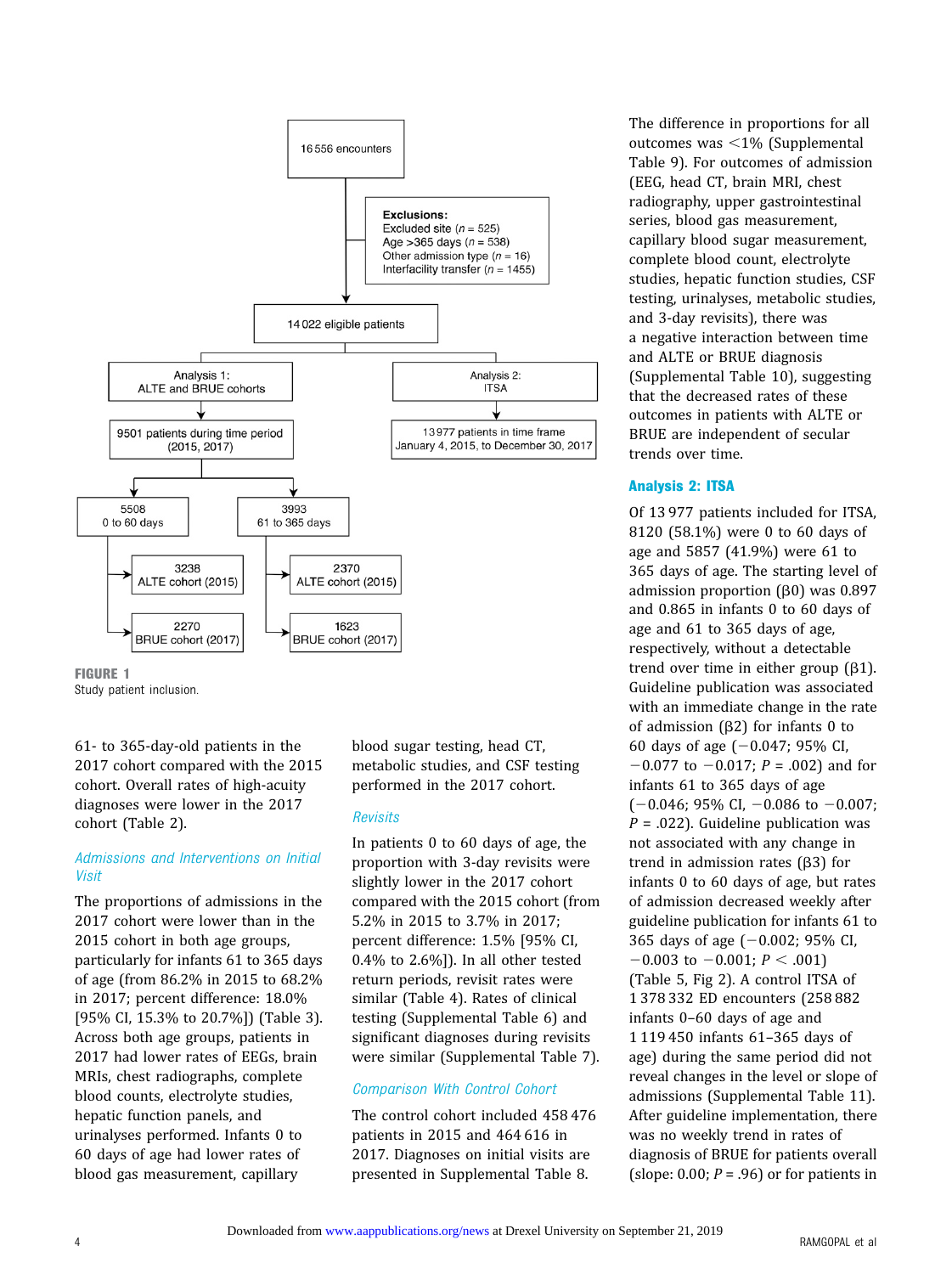16 556 encounters

Exclusions:
Excluded site ($n$ = 525)
Age >365 days ($n$ = 538)
Other admission type ($n$ = 16)
Interfacility transfer ($n$ = 1455)

14 022 eligible patients

Analysis 1: ALTE and BRUE cohorts

9501 patients during time period (2015, 2017)

5508 0 to 60 days

3238 ALTE cohort (2015)

2270 BRUE cohort (2017)

3993 61 to 365 days

2370 ALTE cohort (2015)

1623 BRUE cohort (2017)

Analysis 2: ITSA

13 977 patients in time frame January 4, 2015, to December 30, 2017

**FIGURE 1**
Study patient inclusion.

61- to 365-day-old patients in the 2017 cohort compared with the 2015 cohort. Overall rates of high-acuity diagnoses were lower in the 2017 cohort (Table 2).

### *Admissions and Interventions on Initial Visit*

The proportions of admissions in the 2017 cohort were lower than in the 2015 cohort in both age groups, particularly for infants 61 to 365 days of age (from 86.2% in 2015 to 68.2% in 2017; percent difference: 18.0% [95% CI, 15.3% to 20.7%]) (Table 3). Across both age groups, patients in 2017 had lower rates of EEGs, brain MRIs, chest radiographs, complete blood counts, electrolyte studies, hepatic function panels, and urinalyses performed. Infants 0 to 60 days of age had lower rates of blood gas measurement, capillary blood sugar testing, head CT, metabolic studies, and CSF testing performed in the 2017 cohort.

### *Revisits*

In patients 0 to 60 days of age, the proportion with 3-day revisits were slightly lower in the 2017 cohort compared with the 2015 cohort (from 5.2% in 2015 to 3.7% in 2017; percent difference: 1.5% [95% CI, 0.4% to 2.6%]). In all other tested return periods, revisit rates were similar (Table 4). Rates of clinical testing (Supplemental Table 6) and significant diagnoses during revisits were similar (Supplemental Table 7).

### *Comparison With Control Cohort*

The control cohort included 458 476 patients in 2015 and 464 616 in 2017. Diagnoses on initial visits are presented in Supplemental Table 8. The difference in proportions for all outcomes was <1% (Supplemental Table 9). For outcomes of admission (EEG, head CT, brain MRI, chest radiography, upper gastrointestinal series, blood gas measurement, capillary blood sugar measurement, complete blood count, electrolyte studies, hepatic function studies, CSF testing, urinalyses, metabolic studies, and 3-day revisits), there was a negative interaction between time and ALTE or BRUE diagnosis (Supplemental Table 10), suggesting that the decreased rates of these outcomes in patients with ALTE or BRUE are independent of secular trends over time.

## Analysis 2: ITSA

Of 13 977 patients included for ITSA, 8120 (58.1%) were 0 to 60 days of age and 5857 (41.9%) were 61 to 365 days of age. The starting level of admission proportion ($\beta0$) was 0.897 and 0.865 in infants 0 to 60 days of age and 61 to 365 days of age, respectively, without a detectable trend over time in either group ($\beta1$). Guideline publication was associated with an immediate change in the rate of admission ($\beta2$) for infants 0 to 60 days of age (−0.047; 95% CI, −0.077 to −0.017; $P$ = .002) and for infants 61 to 365 days of age (−0.046; 95% CI, −0.086 to −0.007; $P$ = .022). Guideline publication was not associated with any change in trend in admission rates ($\beta3$) for infants 0 to 60 days of age, but rates of admission decreased weekly after guideline publication for infants 61 to 365 days of age (−0.002; 95% CI, −0.003 to −0.001; $P < .001$) (Table 5, Fig 2). A control ITSA of 1 378 332 ED encounters (258 882 infants 0–60 days of age and 1 119 450 infants 61–365 days of age) during the same period did not reveal changes in the level or slope of admissions (Supplemental Table 11). After guideline implementation, there was no weekly trend in rates of diagnosis of BRUE for patients overall (slope: 0.00; $P$ = .96) or for patients in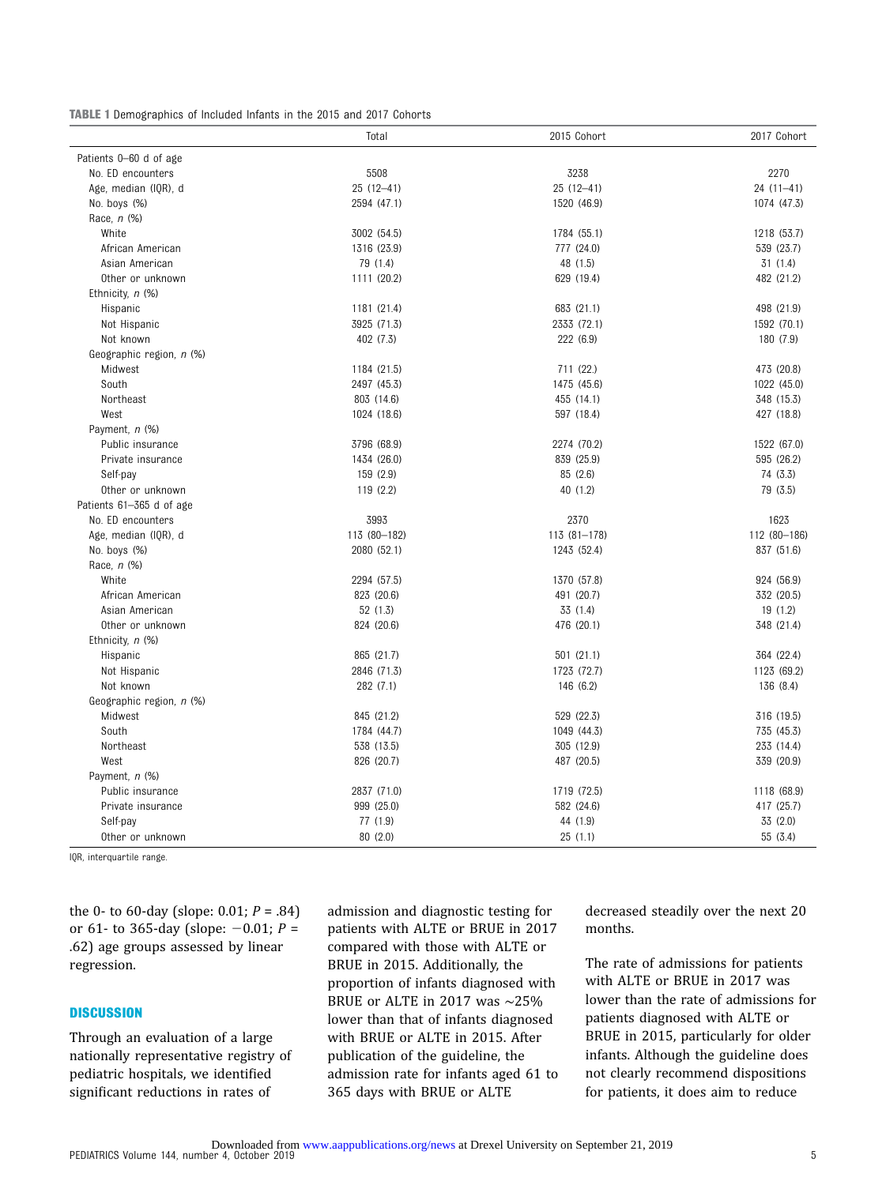**TABLE 1** Demographics of Included Infants in the 2015 and 2017 Cohorts

| | Total | 2015 Cohort | 2017 Cohort |
|---|---|---|---|
| Patients 0–60 d of age | | | |
| No. ED encounters | 5508 | 3238 | 2270 |
| Age, median (IQR), d | 25 (12–41) | 25 (12–41) | 24 (11–41) |
| No. boys (%) | 2594 (47.1) | 1520 (46.9) | 1074 (47.3) |
| Race, *n* (%) | | | |
| White | 3002 (54.5) | 1784 (55.1) | 1218 (53.7) |
| African American | 1316 (23.9) | 777 (24.0) | 539 (23.7) |
| Asian American | 79 (1.4) | 48 (1.5) | 31 (1.4) |
| Other or unknown | 1111 (20.2) | 629 (19.4) | 482 (21.2) |
| Ethnicity, *n* (%) | | | |
| Hispanic | 1181 (21.4) | 683 (21.1) | 498 (21.9) |
| Not Hispanic | 3925 (71.3) | 2333 (72.1) | 1592 (70.1) |
| Not known | 402 (7.3) | 222 (6.9) | 180 (7.9) |
| Geographic region, *n* (%) | | | |
| Midwest | 1184 (21.5) | 711 (22.) | 473 (20.8) |
| South | 2497 (45.3) | 1475 (45.6) | 1022 (45.0) |
| Northeast | 803 (14.6) | 455 (14.1) | 348 (15.3) |
| West | 1024 (18.6) | 597 (18.4) | 427 (18.8) |
| Payment, *n* (%) | | | |
| Public insurance | 3796 (68.9) | 2274 (70.2) | 1522 (67.0) |
| Private insurance | 1434 (26.0) | 839 (25.9) | 595 (26.2) |
| Self-pay | 159 (2.9) | 85 (2.6) | 74 (3.3) |
| Other or unknown | 119 (2.2) | 40 (1.2) | 79 (3.5) |
| Patients 61–365 d of age | | | |
| No. ED encounters | 3993 | 2370 | 1623 |
| Age, median (IQR), d | 113 (80–182) | 113 (81–178) | 112 (80–186) |
| No. boys (%) | 2080 (52.1) | 1243 (52.4) | 837 (51.6) |
| Race, *n* (%) | | | |
| White | 2294 (57.5) | 1370 (57.8) | 924 (56.9) |
| African American | 823 (20.6) | 491 (20.7) | 332 (20.5) |
| Asian American | 52 (1.3) | 33 (1.4) | 19 (1.2) |
| Other or unknown | 824 (20.6) | 476 (20.1) | 348 (21.4) |
| Ethnicity, *n* (%) | | | |
| Hispanic | 865 (21.7) | 501 (21.1) | 364 (22.4) |
| Not Hispanic | 2846 (71.3) | 1723 (72.7) | 1123 (69.2) |
| Not known | 282 (7.1) | 146 (6.2) | 136 (8.4) |
| Geographic region, *n* (%) | | | |
| Midwest | 845 (21.2) | 529 (22.3) | 316 (19.5) |
| South | 1784 (44.7) | 1049 (44.3) | 735 (45.3) |
| Northeast | 538 (13.5) | 305 (12.9) | 233 (14.4) |
| West | 826 (20.7) | 487 (20.5) | 339 (20.9) |
| Payment, *n* (%) | | | |
| Public insurance | 2837 (71.0) | 1719 (72.5) | 1118 (68.9) |
| Private insurance | 999 (25.0) | 582 (24.6) | 417 (25.7) |
| Self-pay | 77 (1.9) | 44 (1.9) | 33 (2.0) |
| Other or unknown | 80 (2.0) | 25 (1.1) | 55 (3.4) |

IQR, interquartile range.

the 0- to 60-day (slope: 0.01; $P = .84$) or 61- to 365-day (slope: $-0.01$; $P = .62$) age groups assessed by linear regression.

## DISCUSSION

Through an evaluation of a large nationally representative registry of pediatric hospitals, we identified significant reductions in rates of admission and diagnostic testing for patients with ALTE or BRUE in 2017 compared with those with ALTE or BRUE in 2015. Additionally, the proportion of infants diagnosed with BRUE or ALTE in 2017 was ~25% lower than that of infants diagnosed with BRUE or ALTE in 2015. After publication of the guideline, the admission rate for infants aged 61 to 365 days with BRUE or ALTE decreased steadily over the next 20 months.

The rate of admissions for patients with ALTE or BRUE in 2017 was lower than the rate of admissions for patients diagnosed with ALTE or BRUE in 2015, particularly for older infants. Although the guideline does not clearly recommend dispositions for patients, it does aim to reduce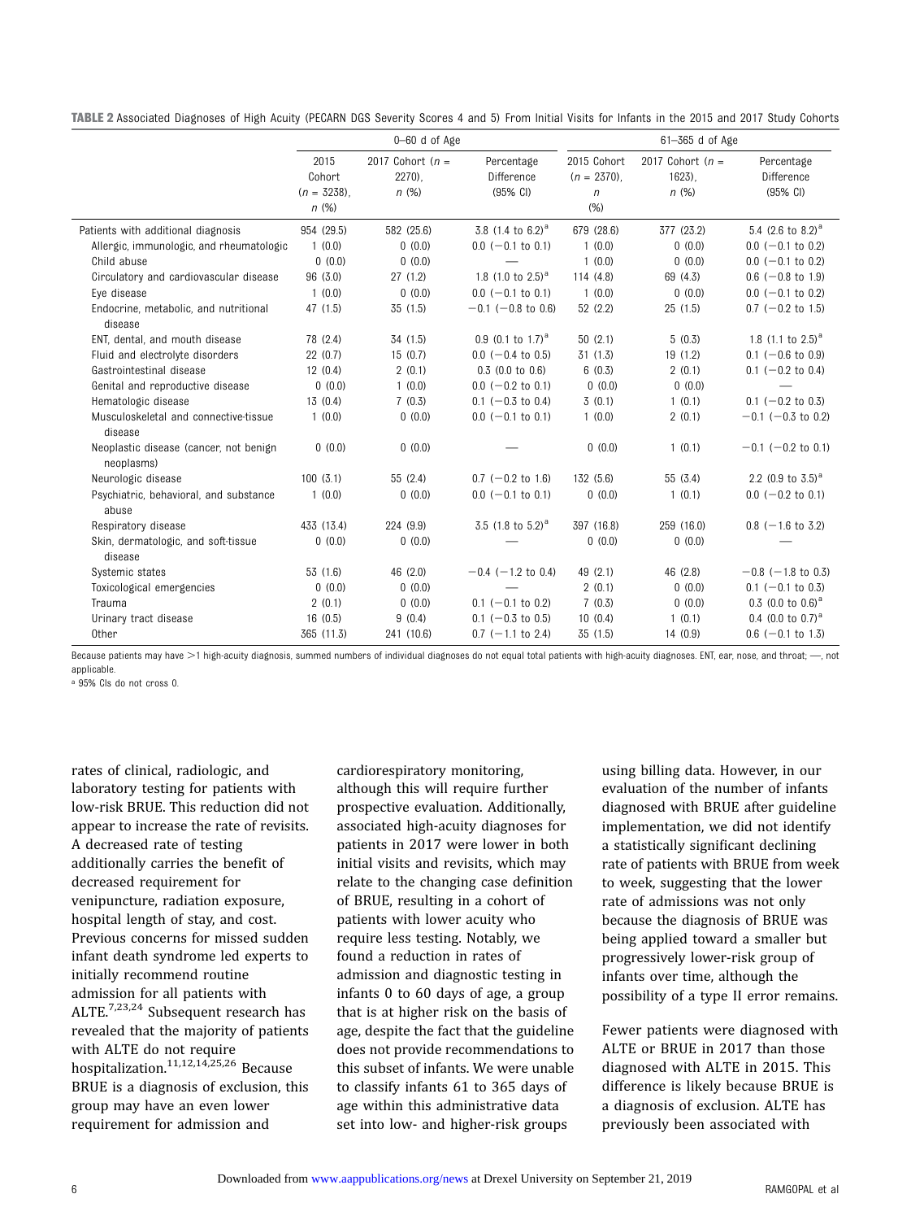**TABLE 2** Associated Diagnoses of High Acuity (PECARN DGS Severity Scores 4 and 5) From Initial Visits for Infants in the 2015 and 2017 Study Cohorts

| | 0–60 d of Age | | | 61–365 d of Age | | |
|---|---|---|---|---|---|---|
| | 2015 Cohort (*n* = 3238), *n* (%) | 2017 Cohort (*n* = 2270), *n* (%) | Percentage Difference (95% CI) | 2015 Cohort (*n* = 2370), *n* (%) | 2017 Cohort (*n* = 1623), *n* (%) | Percentage Difference (95% CI) |
| Patients with additional diagnosis | 954 (29.5) | 582 (25.6) | 3.8 (1.4 to 6.2)[a] | 679 (28.6) | 377 (23.2) | 5.4 (2.6 to 8.2)[a] |
| Allergic, immunologic, and rheumatologic | 1 (0.0) | 0 (0.0) | 0.0 (−0.1 to 0.1) | 1 (0.0) | 0 (0.0) | 0.0 (−0.1 to 0.2) |
| Child abuse | 0 (0.0) | 0 (0.0) | — | 1 (0.0) | 0 (0.0) | 0.0 (−0.1 to 0.2) |
| Circulatory and cardiovascular disease | 96 (3.0) | 27 (1.2) | 1.8 (1.0 to 2.5)[a] | 114 (4.8) | 69 (4.3) | 0.6 (−0.8 to 1.9) |
| Eye disease | 1 (0.0) | 0 (0.0) | 0.0 (−0.1 to 0.1) | 1 (0.0) | 0 (0.0) | 0.0 (−0.1 to 0.2) |
| Endocrine, metabolic, and nutritional disease | 47 (1.5) | 35 (1.5) | −0.1 (−0.8 to 0.6) | 52 (2.2) | 25 (1.5) | 0.7 (−0.2 to 1.5) |
| ENT, dental, and mouth disease | 78 (2.4) | 34 (1.5) | 0.9 (0.1 to 1.7)[a] | 50 (2.1) | 5 (0.3) | 1.8 (1.1 to 2.5)[a] |
| Fluid and electrolyte disorders | 22 (0.7) | 15 (0.7) | 0.0 (−0.4 to 0.5) | 31 (1.3) | 19 (1.2) | 0.1 (−0.6 to 0.9) |
| Gastrointestinal disease | 12 (0.4) | 2 (0.1) | 0.3 (0.0 to 0.6) | 6 (0.3) | 2 (0.1) | 0.1 (−0.2 to 0.4) |
| Genital and reproductive disease | 0 (0.0) | 1 (0.0) | 0.0 (−0.2 to 0.1) | 0 (0.0) | 0 (0.0) | — |
| Hematologic disease | 13 (0.4) | 7 (0.3) | 0.1 (−0.3 to 0.4) | 3 (0.1) | 1 (0.1) | 0.1 (−0.2 to 0.3) |
| Musculoskeletal and connective-tissue disease | 1 (0.0) | 0 (0.0) | 0.0 (−0.1 to 0.1) | 1 (0.0) | 2 (0.1) | −0.1 (−0.3 to 0.2) |
| Neoplastic disease (cancer, not benign neoplasms) | 0 (0.0) | 0 (0.0) | — | 0 (0.0) | 1 (0.1) | −0.1 (−0.2 to 0.1) |
| Neurologic disease | 100 (3.1) | 55 (2.4) | 0.7 (−0.2 to 1.6) | 132 (5.6) | 55 (3.4) | 2.2 (0.9 to 3.5)[a] |
| Psychiatric, behavioral, and substance abuse | 1 (0.0) | 0 (0.0) | 0.0 (−0.1 to 0.1) | 0 (0.0) | 1 (0.1) | 0.0 (−0.2 to 0.1) |
| Respiratory disease | 433 (13.4) | 224 (9.9) | 3.5 (1.8 to 5.2)[a] | 397 (16.8) | 259 (16.0) | 0.8 (−1.6 to 3.2) |
| Skin, dermatologic, and soft-tissue disease | 0 (0.0) | 0 (0.0) | — | 0 (0.0) | 0 (0.0) | — |
| Systemic states | 53 (1.6) | 46 (2.0) | −0.4 (−1.2 to 0.4) | 49 (2.1) | 46 (2.8) | −0.8 (−1.8 to 0.3) |
| Toxicological emergencies | 0 (0.0) | 0 (0.0) | — | 2 (0.1) | 0 (0.0) | 0.1 (−0.1 to 0.3) |
| Trauma | 2 (0.1) | 0 (0.0) | 0.1 (−0.1 to 0.2) | 7 (0.3) | 0 (0.0) | 0.3 (0.0 to 0.6)[a] |
| Urinary tract disease | 16 (0.5) | 9 (0.4) | 0.1 (−0.3 to 0.5) | 10 (0.4) | 1 (0.1) | 0.4 (0.0 to 0.7)[a] |
| Other | 365 (11.3) | 241 (10.6) | 0.7 (−1.1 to 2.4) | 35 (1.5) | 14 (0.9) | 0.6 (−0.1 to 1.3) |

Because patients may have >1 high-acuity diagnosis, summed numbers of individual diagnoses do not equal total patients with high-acuity diagnoses. ENT, ear, nose, and throat; —, not applicable.

[a] 95% CIs do not cross 0.

rates of clinical, radiologic, and laboratory testing for patients with low-risk BRUE. This reduction did not appear to increase the rate of revisits. A decreased rate of testing additionally carries the benefit of decreased requirement for venipuncture, radiation exposure, hospital length of stay, and cost. Previous concerns for missed sudden infant death syndrome led experts to initially recommend routine admission for all patients with ALTE.[7,23,24] Subsequent research has revealed that the majority of patients with ALTE do not require hospitalization.[11,12,14,25,26] Because BRUE is a diagnosis of exclusion, this group may have an even lower requirement for admission and cardiorespiratory monitoring, although this will require further prospective evaluation. Additionally, associated high-acuity diagnoses for patients in 2017 were lower in both initial visits and revisits, which may relate to the changing case definition of BRUE, resulting in a cohort of patients with lower acuity who require less testing. Notably, we found a reduction in rates of admission and diagnostic testing in infants 0 to 60 days of age, a group that is at higher risk on the basis of age, despite the fact that the guideline does not provide recommendations to this subset of infants. We were unable to classify infants 61 to 365 days of age within this administrative data set into low- and higher-risk groups using billing data. However, in our evaluation of the number of infants diagnosed with BRUE after guideline implementation, we did not identify a statistically significant declining rate of patients with BRUE from week to week, suggesting that the lower rate of admissions was not only because the diagnosis of BRUE was being applied toward a smaller but progressively lower-risk group of infants over time, although the possibility of a type II error remains.

Fewer patients were diagnosed with ALTE or BRUE in 2017 than those diagnosed with ALTE in 2015. This difference is likely because BRUE is a diagnosis of exclusion. ALTE has previously been associated with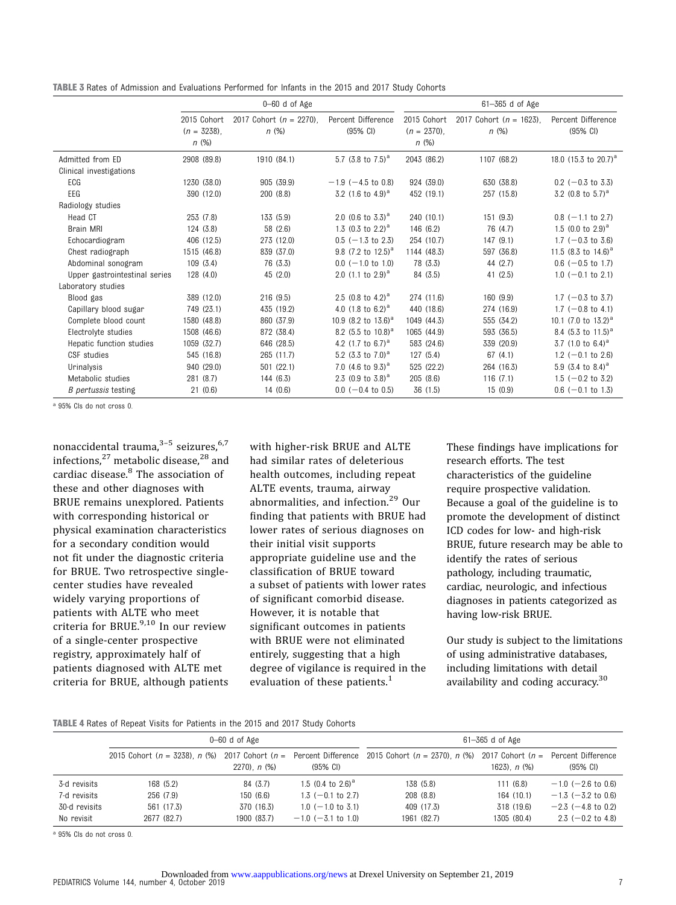**TABLE 3** Rates of Admission and Evaluations Performed for Infants in the 2015 and 2017 Study Cohorts

| | 0–60 d of Age | | | 61–365 d of Age | | |
|---|---|---|---|---|---|---|
| | 2015 Cohort ($n$ = 3238), $n$ (%) | 2017 Cohort ($n$ = 2270), $n$ (%) | Percent Difference (95% CI) | 2015 Cohort ($n$ = 2370), $n$ (%) | 2017 Cohort ($n$ = 1623), $n$ (%) | Percent Difference (95% CI) |
| Admitted from ED | 2908 (89.8) | 1910 (84.1) | 5.7 (3.8 to 7.5)[a] | 2043 (86.2) | 1107 (68.2) | 18.0 (15.3 to 20.7)[a] |
| Clinical investigations | | | | | | |
| ECG | 1230 (38.0) | 905 (39.9) | −1.9 (−4.5 to 0.8) | 924 (39.0) | 630 (38.8) | 0.2 (−0.3 to 3.3) |
| EEG | 390 (12.0) | 200 (8.8) | 3.2 (1.6 to 4.9)[a] | 452 (19.1) | 257 (15.8) | 3.2 (0.8 to 5.7)[a] |
| Radiology studies | | | | | | |
| Head CT | 253 (7.8) | 133 (5.9) | 2.0 (0.6 to 3.3)[a] | 240 (10.1) | 151 (9.3) | 0.8 (−1.1 to 2.7) |
| Brain MRI | 124 (3.8) | 58 (2.6) | 1.3 (0.3 to 2.2)[a] | 146 (6.2) | 76 (4.7) | 1.5 (0.0 to 2.9)[a] |
| Echocardiogram | 406 (12.5) | 273 (12.0) | 0.5 (−1.3 to 2.3) | 254 (10.7) | 147 (9.1) | 1.7 (−0.3 to 3.6) |
| Chest radiograph | 1515 (46.8) | 839 (37.0) | 9.8 (7.2 to 12.5)[a] | 1144 (48.3) | 597 (36.8) | 11.5 (8.3 to 14.6)[a] |
| Abdominal sonogram | 109 (3.4) | 76 (3.3) | 0.0 (−1.0 to 1.0) | 78 (3.3) | 44 (2.7) | 0.6 (−0.5 to 1.7) |
| Upper gastrointestinal series | 128 (4.0) | 45 (2.0) | 2.0 (1.1 to 2.9)[a] | 84 (3.5) | 41 (2.5) | 1.0 (−0.1 to 2.1) |
| Laboratory studies | | | | | | |
| Blood gas | 389 (12.0) | 216 (9.5) | 2.5 (0.8 to 4.2)[a] | 274 (11.6) | 160 (9.9) | 1.7 (−0.3 to 3.7) |
| Capillary blood sugar | 749 (23.1) | 435 (19.2) | 4.0 (1.8 to 6.2)[a] | 440 (18.6) | 274 (16.9) | 1.7 (−0.8 to 4.1) |
| Complete blood count | 1580 (48.8) | 860 (37.9) | 10.9 (8.2 to 13.6)[a] | 1049 (44.3) | 555 (34.2) | 10.1 (7.0 to 13.2)[a] |
| Electrolyte studies | 1508 (46.6) | 872 (38.4) | 8.2 (5.5 to 10.8)[a] | 1065 (44.9) | 593 (36.5) | 8.4 (5.3 to 11.5)[a] |
| Hepatic function studies | 1059 (32.7) | 646 (28.5) | 4.2 (1.7 to 6.7)[a] | 583 (24.6) | 339 (20.9) | 3.7 (1.0 to 6.4)[a] |
| CSF studies | 545 (16.8) | 265 (11.7) | 5.2 (3.3 to 7.0)[a] | 127 (5.4) | 67 (4.1) | 1.2 (−0.1 to 2.6) |
| Urinalysis | 940 (29.0) | 501 (22.1) | 7.0 (4.6 to 9.3)[a] | 525 (22.2) | 264 (16.3) | 5.9 (3.4 to 8.4)[a] |
| Metabolic studies | 281 (8.7) | 144 (6.3) | 2.3 (0.9 to 3.8)[a] | 205 (8.6) | 116 (7.1) | 1.5 (−0.2 to 3.2) |
| *B pertussis* testing | 21 (0.6) | 14 (0.6) | 0.0 (−0.4 to 0.5) | 36 (1.5) | 15 (0.9) | 0.6 (−0.1 to 1.3) |

[a] 95% CIs do not cross 0.

nonaccidental trauma,[3–5] seizures,[6,7] infections,[27] metabolic disease,[28] and cardiac disease.[8] The association of these and other diagnoses with BRUE remains unexplored. Patients with corresponding historical or physical examination characteristics for a secondary condition would not fit under the diagnostic criteria for BRUE. Two retrospective single-center studies have revealed widely varying proportions of patients with ALTE who meet criteria for BRUE.[9,10] In our review of a single-center prospective registry, approximately half of patients diagnosed with ALTE met criteria for BRUE, although patients with higher-risk BRUE and ALTE had similar rates of deleterious health outcomes, including repeat ALTE events, trauma, airway abnormalities, and infection.[29] Our finding that patients with BRUE had lower rates of serious diagnoses on their initial visit supports appropriate guideline use and the classification of BRUE toward a subset of patients with lower rates of significant comorbid disease. However, it is notable that significant outcomes in patients with BRUE were not eliminated entirely, suggesting that a high degree of vigilance is required in the evaluation of these patients.[1]

These findings have implications for research efforts. The test characteristics of the guideline require prospective validation. Because a goal of the guideline is to promote the development of distinct ICD codes for low- and high-risk BRUE, future research may be able to identify the rates of serious pathology, including traumatic, cardiac, neurologic, and infectious diagnoses in patients categorized as having low-risk BRUE.

Our study is subject to the limitations of using administrative databases, including limitations with detail availability and coding accuracy.[30]

**TABLE 4** Rates of Repeat Visits for Patients in the 2015 and 2017 Study Cohorts

| | 0–60 d of Age | | | 61–365 d of Age | | |
|---|---|---|---|---|---|---|
| | 2015 Cohort ($n$ = 3238), $n$ (%) | 2017 Cohort ($n$ = 2270), $n$ (%) | Percent Difference (95% CI) | 2015 Cohort ($n$ = 2370), $n$ (%) | 2017 Cohort ($n$ = 1623), $n$ (%) | Percent Difference (95% CI) |
| 3-d revisits | 168 (5.2) | 84 (3.7) | 1.5 (0.4 to 2.6)[a] | 138 (5.8) | 111 (6.8) | −1.0 (−2.6 to 0.6) |
| 7-d revisits | 256 (7.9) | 150 (6.6) | 1.3 (−0.1 to 2.7) | 208 (8.8) | 164 (10.1) | −1.3 (−3.2 to 0.6) |
| 30-d revisits | 561 (17.3) | 370 (16.3) | 1.0 (−1.0 to 3.1) | 409 (17.3) | 318 (19.6) | −2.3 (−4.8 to 0.2) |
| No revisit | 2677 (82.7) | 1900 (83.7) | −1.0 (−3.1 to 1.0) | 1961 (82.7) | 1305 (80.4) | 2.3 (−0.2 to 4.8) |

[a] 95% CIs do not cross 0.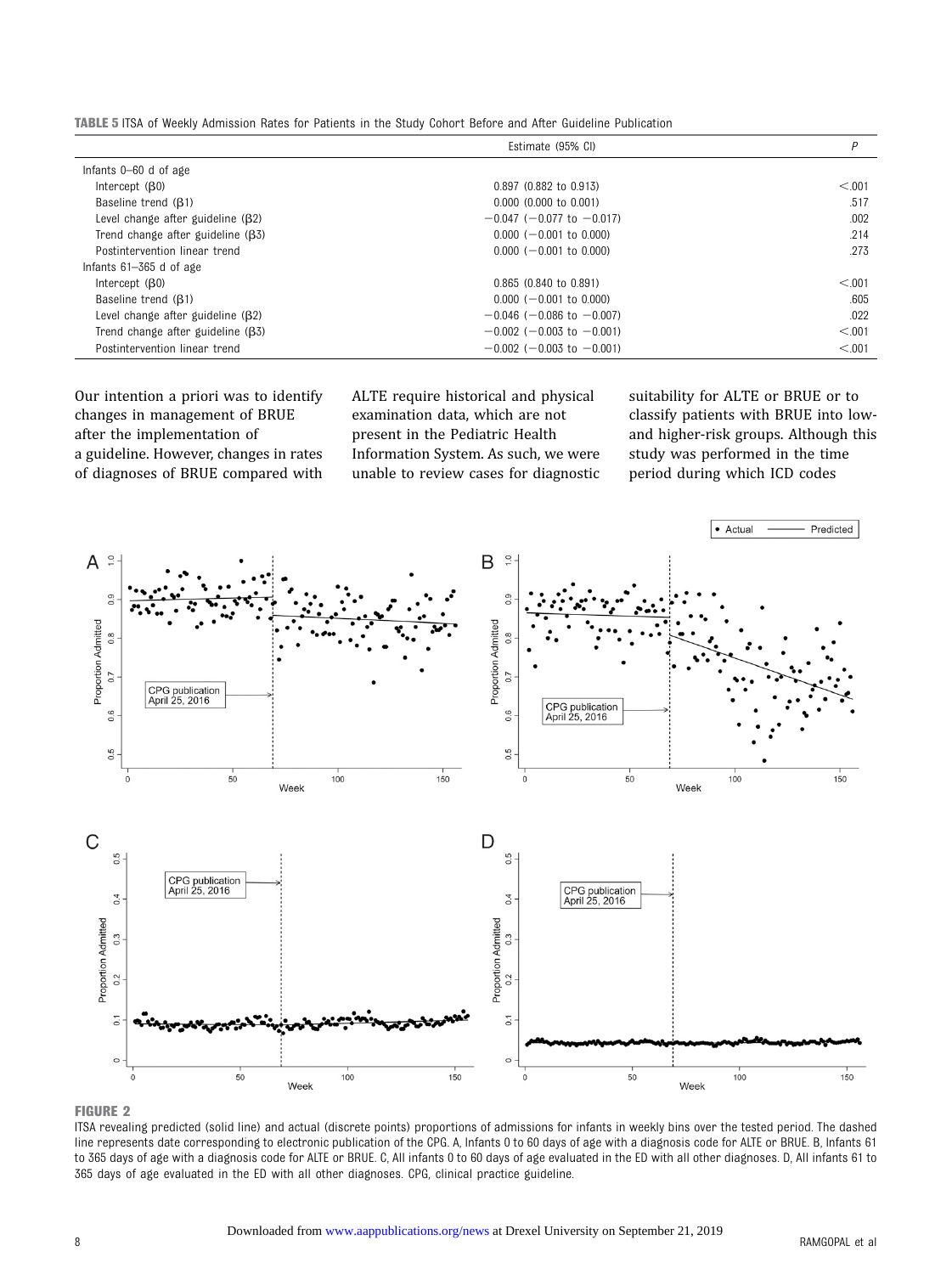**TABLE 5** ITSA of Weekly Admission Rates for Patients in the Study Cohort Before and After Guideline Publication

| | Estimate (95% CI) | $P$ |
|---|---|---|
| Infants 0–60 d of age | | |
| Intercept (β0) | 0.897 (0.882 to 0.913) | <.001 |
| Baseline trend (β1) | 0.000 (0.000 to 0.001) | .517 |
| Level change after guideline (β2) | −0.047 (−0.077 to −0.017) | .002 |
| Trend change after guideline (β3) | 0.000 (−0.001 to 0.000) | .214 |
| Postintervention linear trend | 0.000 (−0.001 to 0.000) | .273 |
| Infants 61–365 d of age | | |
| Intercept (β0) | 0.865 (0.840 to 0.891) | <.001 |
| Baseline trend (β1) | 0.000 (−0.001 to 0.000) | .605 |
| Level change after guideline (β2) | −0.046 (−0.086 to −0.007) | .022 |
| Trend change after guideline (β3) | −0.002 (−0.003 to −0.001) | <.001 |
| Postintervention linear trend | −0.002 (−0.003 to −0.001) | <.001 |

Our intention a priori was to identify changes in management of BRUE after the implementation of a guideline. However, changes in rates of diagnoses of BRUE compared with ALTE require historical and physical examination data, which are not present in the Pediatric Health Information System. As such, we were unable to review cases for diagnostic suitability for ALTE or BRUE or to classify patients with BRUE into low- and higher-risk groups. Although this study was performed in the time period during which ICD codes

**FIGURE 2**
ITSA revealing predicted (solid line) and actual (discrete points) proportions of admissions for infants in weekly bins over the tested period. The dashed line represents date corresponding to electronic publication of the CPG. A, Infants 0 to 60 days of age with a diagnosis code for ALTE or BRUE. B, Infants 61 to 365 days of age with a diagnosis code for ALTE or BRUE. C, All infants 0 to 60 days of age evaluated in the ED with all other diagnoses. D, All infants 61 to 365 days of age evaluated in the ED with all other diagnoses. CPG, clinical practice guideline.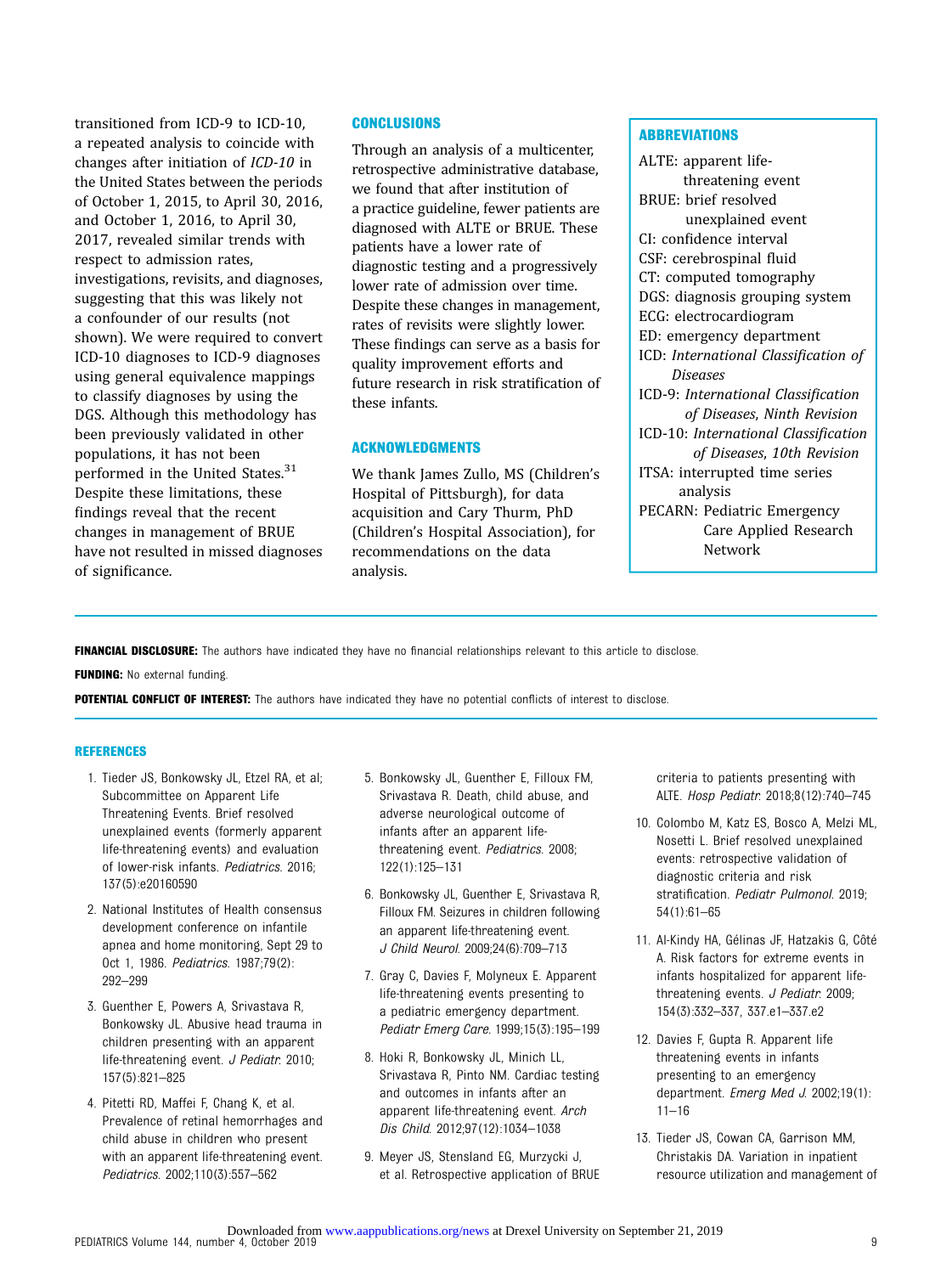transitioned from ICD-9 to ICD-10, a repeated analysis to coincide with changes after initiation of *ICD-10* in the United States between the periods of October 1, 2015, to April 30, 2016, and October 1, 2016, to April 30, 2017, revealed similar trends with respect to admission rates, investigations, revisits, and diagnoses, suggesting that this was likely not a confounder of our results (not shown). We were required to convert ICD-10 diagnoses to ICD-9 diagnoses using general equivalence mappings to classify diagnoses by using the DGS. Although this methodology has been previously validated in other populations, it has not been performed in the United States.[31] Despite these limitations, these findings reveal that the recent changes in management of BRUE have not resulted in missed diagnoses of significance.

## CONCLUSIONS

Through an analysis of a multicenter, retrospective administrative database, we found that after institution of a practice guideline, fewer patients are diagnosed with ALTE or BRUE. These patients have a lower rate of diagnostic testing and a progressively lower rate of admission over time. Despite these changes in management, rates of revisits were slightly lower. These findings can serve as a basis for quality improvement efforts and future research in risk stratification of these infants.

## ACKNOWLEDGMENTS

We thank James Zullo, MS (Children's Hospital of Pittsburgh), for data acquisition and Cary Thurm, PhD (Children's Hospital Association), for recommendations on the data analysis.

## ABBREVIATIONS

ALTE: apparent life-threatening event
BRUE: brief resolved unexplained event
CI: confidence interval
CSF: cerebrospinal fluid
CT: computed tomography
DGS: diagnosis grouping system
ECG: electrocardiogram
ED: emergency department
ICD: *International Classification of Diseases*
ICD-9: *International Classification of Diseases*, *Ninth Revision*
ICD-10: *International Classification of Diseases*, *10th Revision*
ITSA: interrupted time series analysis
PECARN: Pediatric Emergency Care Applied Research Network

**FINANCIAL DISCLOSURE:** The authors have indicated they have no financial relationships relevant to this article to disclose.

**FUNDING:** No external funding.

**POTENTIAL CONFLICT OF INTEREST:** The authors have indicated they have no potential conflicts of interest to disclose.

## REFERENCES

1. Tieder JS, Bonkowsky JL, Etzel RA, et al; Subcommittee on Apparent Life Threatening Events. Brief resolved unexplained events (formerly apparent life-threatening events) and evaluation of lower-risk infants. *Pediatrics*. 2016; 137(5):e20160590
2. National Institutes of Health consensus development conference on infantile apnea and home monitoring, Sept 29 to Oct 1, 1986. *Pediatrics*. 1987;79(2): 292–299
3. Guenther E, Powers A, Srivastava R, Bonkowsky JL. Abusive head trauma in children presenting with an apparent life-threatening event. *J Pediatr*. 2010; 157(5):821–825
4. Pitetti RD, Maffei F, Chang K, et al. Prevalence of retinal hemorrhages and child abuse in children who present with an apparent life-threatening event. *Pediatrics*. 2002;110(3):557–562
5. Bonkowsky JL, Guenther E, Filloux FM, Srivastava R. Death, child abuse, and adverse neurological outcome of infants after an apparent life-threatening event. *Pediatrics*. 2008; 122(1):125–131
6. Bonkowsky JL, Guenther E, Srivastava R, Filloux FM. Seizures in children following an apparent life-threatening event. *J Child Neurol*. 2009;24(6):709–713
7. Gray C, Davies F, Molyneux E. Apparent life-threatening events presenting to a pediatric emergency department. *Pediatr Emerg Care*. 1999;15(3):195–199
8. Hoki R, Bonkowsky JL, Minich LL, Srivastava R, Pinto NM. Cardiac testing and outcomes in infants after an apparent life-threatening event. *Arch Dis Child*. 2012;97(12):1034–1038
9. Meyer JS, Stensland EG, Murzycki J, et al. Retrospective application of BRUE criteria to patients presenting with ALTE. *Hosp Pediatr*. 2018;8(12):740–745
10. Colombo M, Katz ES, Bosco A, Melzi ML, Nosetti L. Brief resolved unexplained events: retrospective validation of diagnostic criteria and risk stratification. *Pediatr Pulmonol*. 2019; 54(1):61–65
11. Al-Kindy HA, Gélinas JF, Hatzakis G, Côté A. Risk factors for extreme events in infants hospitalized for apparent life-threatening events. *J Pediatr*. 2009; 154(3):332–337, 337.e1–337.e2
12. Davies F, Gupta R. Apparent life threatening events in infants presenting to an emergency department. *Emerg Med J*. 2002;19(1): 11–16
13. Tieder JS, Cowan CA, Garrison MM, Christakis DA. Variation in inpatient resource utilization and management of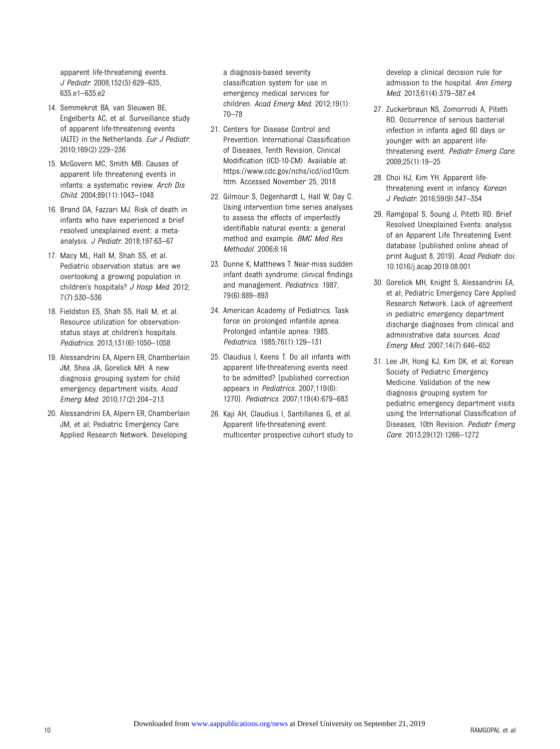apparent life-threatening events. *J Pediatr.* 2008;152(5):629–635, 635.e1–635.e2

14. Semmekrot BA, van Sleuwen BE, Engelberts AC, et al. Surveillance study of apparent life-threatening events (ALTE) in the Netherlands. *Eur J Pediatr.* 2010;169(2):229–236
15. McGovern MC, Smith MB. Causes of apparent life threatening events in infants: a systematic review. *Arch Dis Child.* 2004;89(11):1043–1048
16. Brand DA, Fazzari MJ. Risk of death in infants who have experienced a brief resolved unexplained event: a meta-analysis. *J Pediatr.* 2018;197:63–67
17. Macy ML, Hall M, Shah SS, et al. Pediatric observation status: are we overlooking a growing population in children's hospitals? *J Hosp Med.* 2012; 7(7):530–536
18. Fieldston ES, Shah SS, Hall M, et al. Resource utilization for observation-status stays at children's hospitals. *Pediatrics.* 2013;131(6):1050–1058
19. Alessandrini EA, Alpern ER, Chamberlain JM, Shea JA, Gorelick MH. A new diagnosis grouping system for child emergency department visits. *Acad Emerg Med.* 2010;17(2):204–213
20. Alessandrini EA, Alpern ER, Chamberlain JM, et al; Pediatric Emergency Care Applied Research Network. Developing a diagnosis-based severity classification system for use in emergency medical services for children. *Acad Emerg Med.* 2012;19(1): 70–78
21. Centers for Disease Control and Prevention. International Classification of Diseases, Tenth Revision, Clinical Modification (ICD-10-CM). Available at: https://www.cdc.gov/nchs/icd/icd10cm.htm. Accessed November 25, 2018
22. Gilmour S, Degenhardt L, Hall W, Day C. Using intervention time series analyses to assess the effects of imperfectly identifiable natural events: a general method and example. *BMC Med Res Methodol.* 2006;6:16
23. Dunne K, Matthews T. Near-miss sudden infant death syndrome: clinical findings and management. *Pediatrics.* 1987; 79(6):889–893
24. American Academy of Pediatrics. Task force on prolonged infantile apnea. Prolonged infantile apnea: 1985. *Pediatrics.* 1985;76(1):129–131
25. Claudius I, Keens T. Do all infants with apparent life-threatening events need to be admitted? [published correction appears in *Pediatrics.* 2007;119(6): 1270]. *Pediatrics.* 2007;119(4):679–683
26. Kaji AH, Claudius I, Santillanes G, et al. Apparent life-threatening event: multicenter prospective cohort study to develop a clinical decision rule for admission to the hospital. *Ann Emerg Med.* 2013;61(4):379–387.e4
27. Zuckerbraun NS, Zomorrodi A, Pitetti RD. Occurrence of serious bacterial infection in infants aged 60 days or younger with an apparent life-threatening event. *Pediatr Emerg Care.* 2009;25(1):19–25
28. Choi HJ, Kim YH. Apparent life-threatening event in infancy. *Korean J Pediatr.* 2016;59(9):347–354
29. Ramgopal S, Soung J, Pitetti RD. Brief Resolved Unexplained Events: analysis of an Apparent Life Threatening Event database [published online ahead of print August 8, 2019]. *Acad Pediatr.* doi: 10.1016/j.acap.2019.08.001
30. Gorelick MH, Knight S, Alessandrini EA, et al; Pediatric Emergency Care Applied Research Network. Lack of agreement in pediatric emergency department discharge diagnoses from clinical and administrative data sources. *Acad Emerg Med.* 2007;14(7):646–652
31. Lee JH, Hong KJ, Kim DK, et al; Korean Society of Pediatric Emergency Medicine. Validation of the new diagnosis grouping system for pediatric emergency department visits using the International Classification of Diseases, 10th Revision. *Pediatr Emerg Care.* 2013;29(12):1266–1272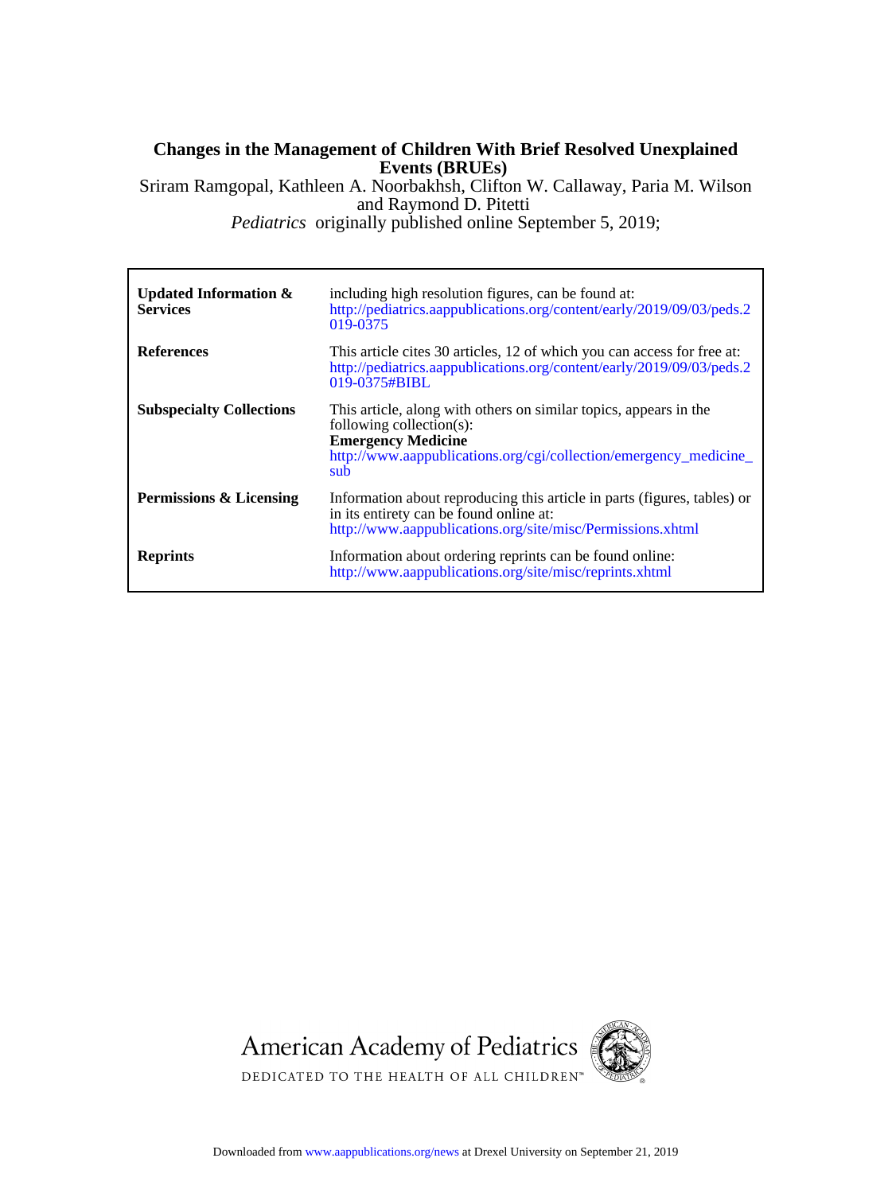# Changes in the Management of Children With Brief Resolved Unexplained Events (BRUEs)

Sriram Ramgopal, Kathleen A. Noorbakhsh, Clifton W. Callaway, Paria M. Wilson and Raymond D. Pitetti

*Pediatrics* originally published online September 5, 2019;

| | |
|---|---|
| **Updated Information & Services** | including high resolution figures, can be found at: http://pediatrics.aappublications.org/content/early/2019/09/03/peds.2019-0375 |
| **References** | This article cites 30 articles, 12 of which you can access for free at: http://pediatrics.aappublications.org/content/early/2019/09/03/peds.2019-0375#BIBL |
| **Subspecialty Collections** | This article, along with others on similar topics, appears in the following collection(s): **Emergency Medicine** http://www.aappublications.org/cgi/collection/emergency_medicine_sub |
| **Permissions & Licensing** | Information about reproducing this article in parts (figures, tables) or in its entirety can be found online at: http://www.aappublications.org/site/misc/Permissions.xhtml |
| **Reprints** | Information about ordering reprints can be found online: http://www.aappublications.org/site/misc/reprints.xhtml |

American Academy of Pediatrics

DEDICATED TO THE HEALTH OF ALL CHILDREN™

Downloaded from www.aappublications.org/news at Drexel University on September 21, 2019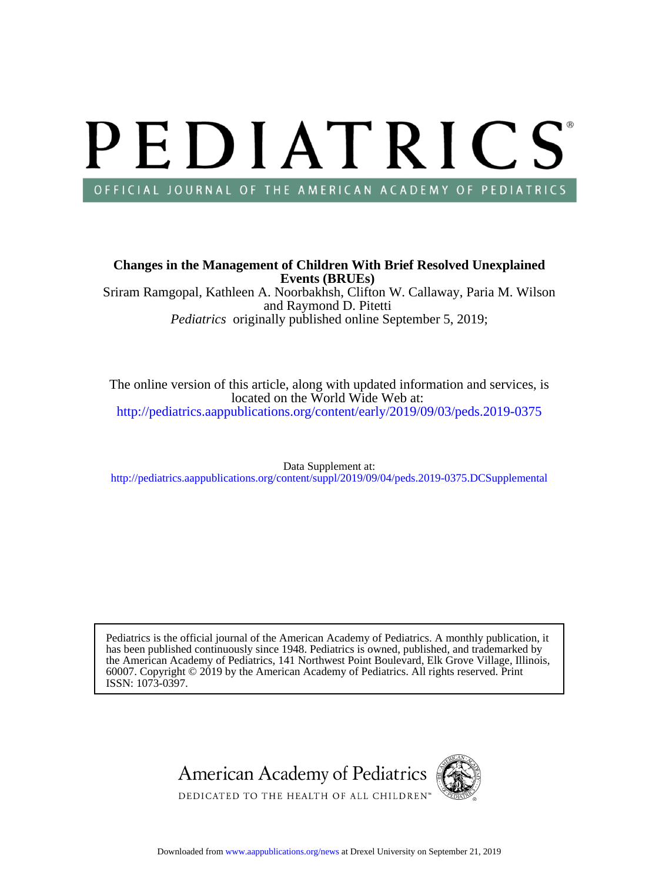# PEDIATRICS®

OFFICIAL JOURNAL OF THE AMERICAN ACADEMY OF PEDIATRICS

**Changes in the Management of Children With Brief Resolved Unexplained Events (BRUEs)**

Sriram Ramgopal, Kathleen A. Noorbakhsh, Clifton W. Callaway, Paria M. Wilson and Raymond D. Pitetti

*Pediatrics* originally published online September 5, 2019;

The online version of this article, along with updated information and services, is located on the World Wide Web at:
http://pediatrics.aappublications.org/content/early/2019/09/03/peds.2019-0375

Data Supplement at:
http://pediatrics.aappublications.org/content/suppl/2019/09/04/peds.2019-0375.DCSupplemental

Pediatrics is the official journal of the American Academy of Pediatrics. A monthly publication, it has been published continuously since 1948. Pediatrics is owned, published, and trademarked by the American Academy of Pediatrics, 141 Northwest Point Boulevard, Elk Grove Village, Illinois, 60007. Copyright © 2019 by the American Academy of Pediatrics. All rights reserved. Print ISSN: 1073-0397.

American Academy of Pediatrics

DEDICATED TO THE HEALTH OF ALL CHILDREN™

Downloaded from www.aappublications.org/news at Drexel University on September 21, 2019